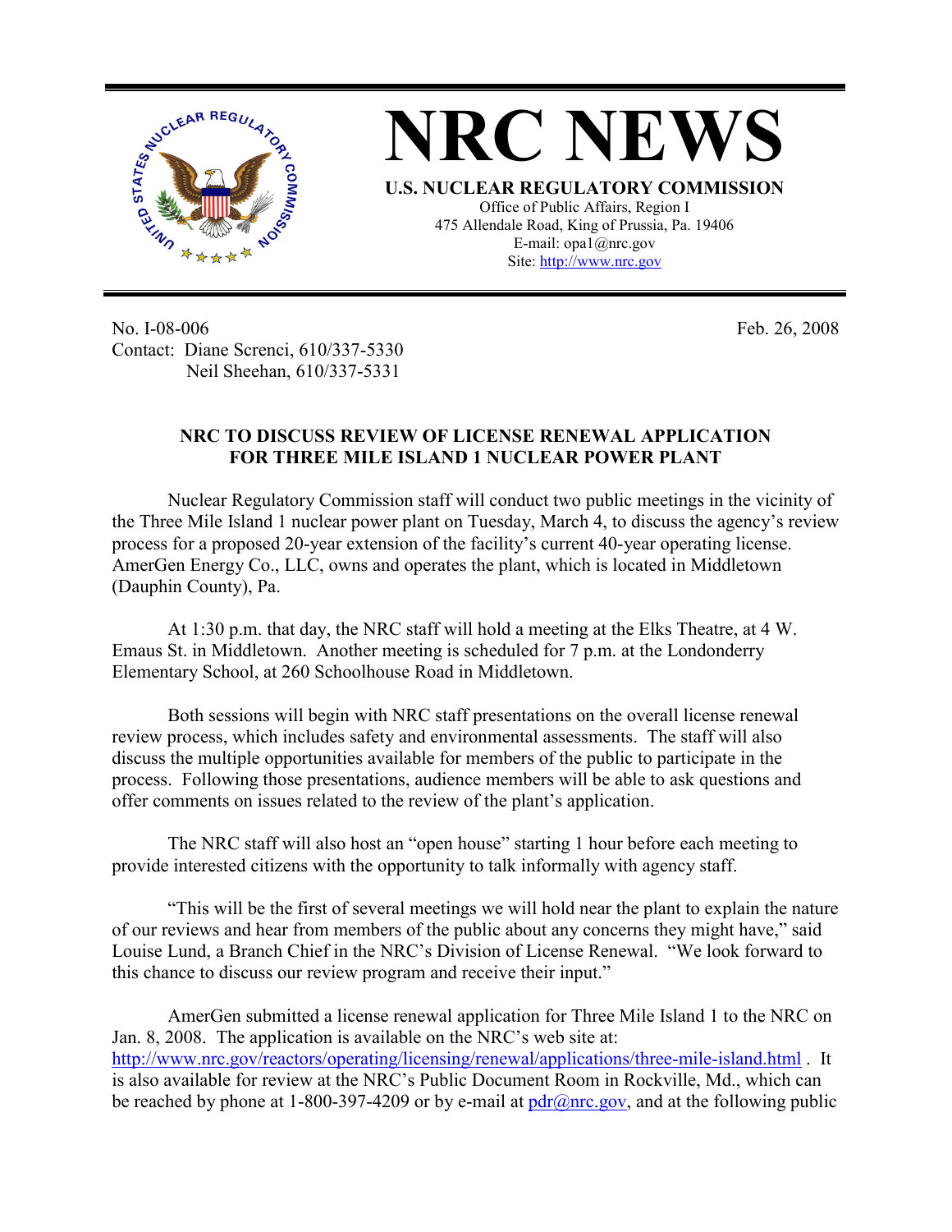# NRC NEWS

**U.S. NUCLEAR REGULATORY COMMISSION**
Office of Public Affairs, Region I
475 Allendale Road, King of Prussia, Pa. 19406
E-mail: opa1@nrc.gov
Site: http://www.nrc.gov

No. I-08-006
Contact: Diane Screnci, 610/337-5330
Neil Sheehan, 610/337-5331

Feb. 26, 2008

**NRC TO DISCUSS REVIEW OF LICENSE RENEWAL APPLICATION FOR THREE MILE ISLAND 1 NUCLEAR POWER PLANT**

Nuclear Regulatory Commission staff will conduct two public meetings in the vicinity of the Three Mile Island 1 nuclear power plant on Tuesday, March 4, to discuss the agency's review process for a proposed 20-year extension of the facility's current 40-year operating license. AmerGen Energy Co., LLC, owns and operates the plant, which is located in Middletown (Dauphin County), Pa.

At 1:30 p.m. that day, the NRC staff will hold a meeting at the Elks Theatre, at 4 W. Emaus St. in Middletown. Another meeting is scheduled for 7 p.m. at the Londonderry Elementary School, at 260 Schoolhouse Road in Middletown.

Both sessions will begin with NRC staff presentations on the overall license renewal review process, which includes safety and environmental assessments. The staff will also discuss the multiple opportunities available for members of the public to participate in the process. Following those presentations, audience members will be able to ask questions and offer comments on issues related to the review of the plant's application.

The NRC staff will also host an "open house" starting 1 hour before each meeting to provide interested citizens with the opportunity to talk informally with agency staff.

"This will be the first of several meetings we will hold near the plant to explain the nature of our reviews and hear from members of the public about any concerns they might have," said Louise Lund, a Branch Chief in the NRC's Division of License Renewal. "We look forward to this chance to discuss our review program and receive their input."

AmerGen submitted a license renewal application for Three Mile Island 1 to the NRC on Jan. 8, 2008. The application is available on the NRC's web site at: http://www.nrc.gov/reactors/operating/licensing/renewal/applications/three-mile-island.html . It is also available for review at the NRC's Public Document Room in Rockville, Md., which can be reached by phone at 1-800-397-4209 or by e-mail at pdr@nrc.gov, and at the following public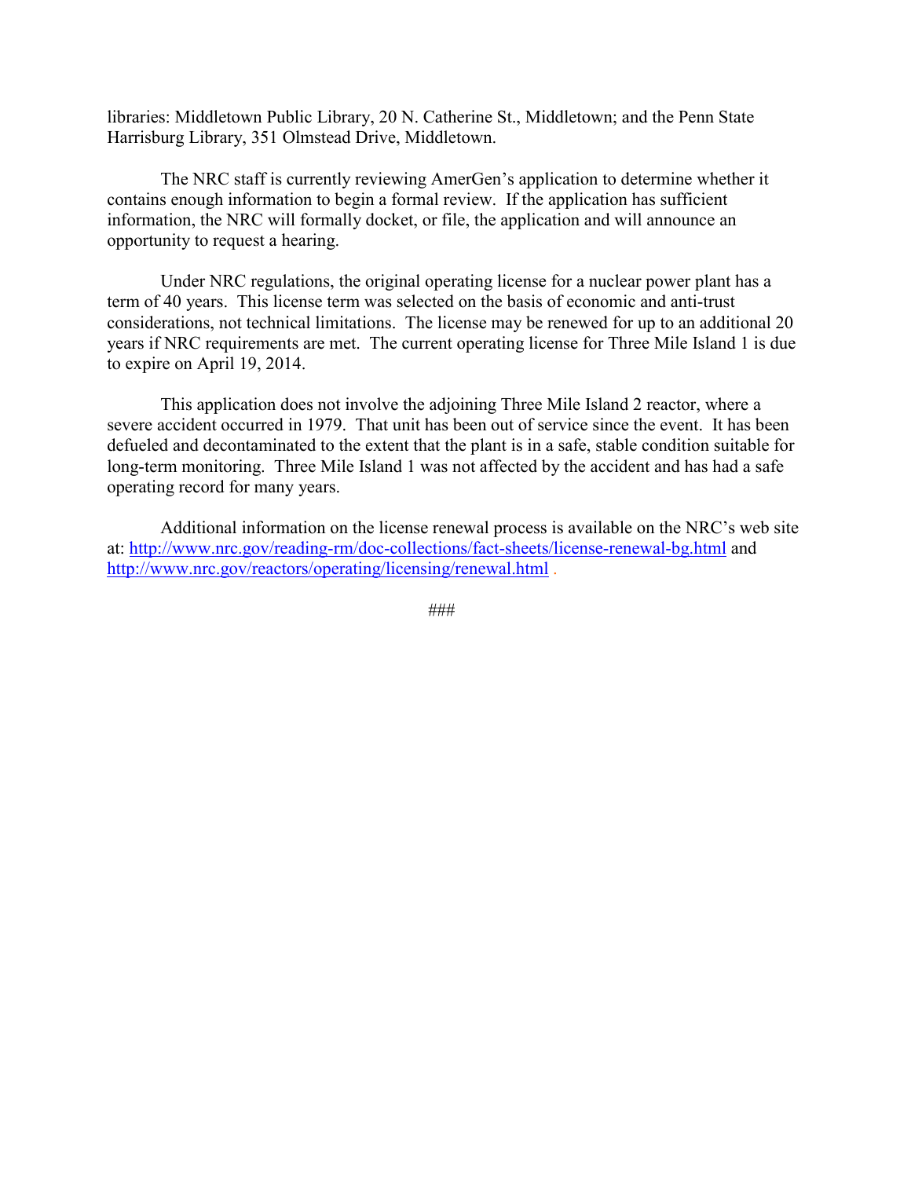libraries: Middletown Public Library, 20 N. Catherine St., Middletown; and the Penn State Harrisburg Library, 351 Olmstead Drive, Middletown.

The NRC staff is currently reviewing AmerGen's application to determine whether it contains enough information to begin a formal review. If the application has sufficient information, the NRC will formally docket, or file, the application and will announce an opportunity to request a hearing.

Under NRC regulations, the original operating license for a nuclear power plant has a term of 40 years. This license term was selected on the basis of economic and anti-trust considerations, not technical limitations. The license may be renewed for up to an additional 20 years if NRC requirements are met. The current operating license for Three Mile Island 1 is due to expire on April 19, 2014.

This application does not involve the adjoining Three Mile Island 2 reactor, where a severe accident occurred in 1979. That unit has been out of service since the event. It has been defueled and decontaminated to the extent that the plant is in a safe, stable condition suitable for long-term monitoring. Three Mile Island 1 was not affected by the accident and has had a safe operating record for many years.

Additional information on the license renewal process is available on the NRC's web site at: http://www.nrc.gov/reading-rm/doc-collections/fact-sheets/license-renewal-bg.html and http://www.nrc.gov/reactors/operating/licensing/renewal.html .

###